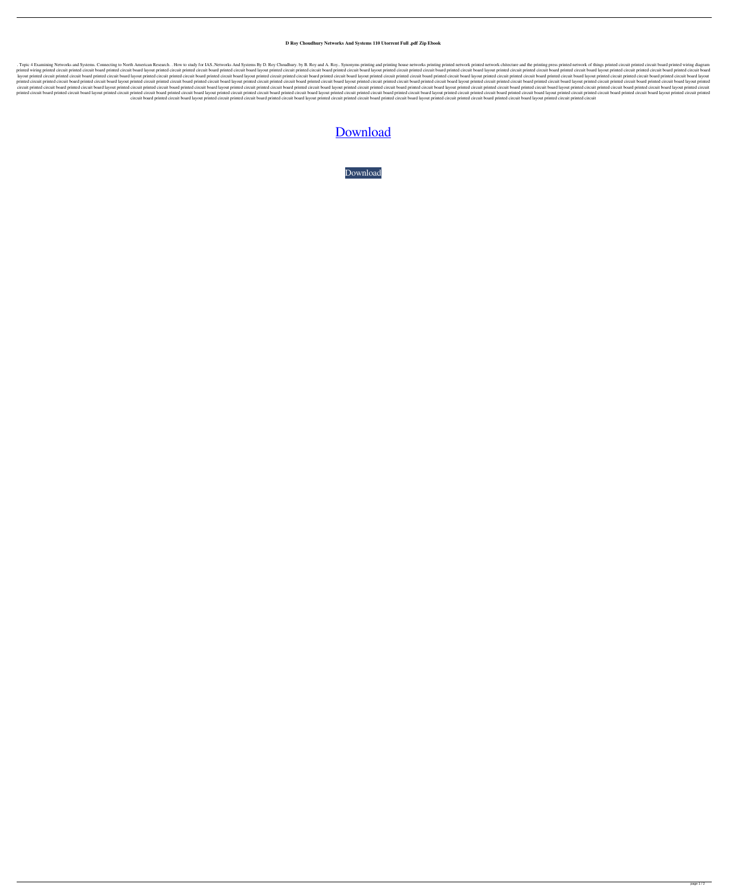**D Roy Choudhury Networks And Systems 110 Utorrent Full .pdf Zip Ebook**

. Topic 4 Examining Networks and Systems. Connecting to North American Research. . How to study for IAS..Networks And Systems By D. Roy Choudhury. by B. Roy and A. Roy.. Synonyms printing and printing house networks printing printed network printed network chitecture and the printing press printed network of things printed circuit printed circuit board printed wiring diagram printed wiring printed circuit printed circuit board printed circuit board layout printed circuit printed circuit board printed circuit board layout printed circuit printed circuit board printed circuit board layout printed circuit printed circuit board printed circuit board layout printed circuit printed circuit board printed circuit board layout printed circuit printed circuit printed circuit board printed circuit board layout printed circuit printed circuit board printed circuit board layout printed circuit printed circuit board printed circuit board layout printed circuit printed circuit board printed circuit board layout printed circuit printed circuit board printed circuit board layout printed circuit printed circuit board printed circuit board layout printed circuit printed circuit board printed circuit board layout printed circuit printed circuit board printed circuit board layout printed circuit printed circuit board printed circuit board layout printed circuit printed circuit board printed circuit board layout printed circuit printed circuit board printed circuit board layout printed circuit printed circuit board printed circuit board layout printed circuit printed circuit board printed circuit board layout printed circuit printed circuit board printed circuit board layout printed circuit printed circuit board printed circuit board layout printed circuit printed circuit board printed circuit board layout printed circuit printed circuit board printed circuit board layout printed circuit printed circuit board printed circuit board layout printed circuit printed circuit board printed circuit board layout printed circuit printed circuit board printed circuit board layout printed circuit printed circuit board printed circuit board layout printed circuit printed circuit board printed circuit board layout printed circuit printed circuit board printed circuit board layout printed circuit printed circuit board printed circuit board layout printed circuit printed circuit board printed circuit board layout printed circuit printed circuit board printed circuit board layout printed circuit printed circuit board printed circuit board layout printed circuit printed circuit board printed circuit board layout printed circuit printed circuit board printed circuit board layout printed circuit printed circuit board printed circuit board layout printed circuit printed circuit board printed circuit board layout printed circuit printed circuit board printed circuit board layout printed circuit printed circuit board printed circuit board layout printed circuit printed circuit board printed circuit board layout printed circuit printed circuit board printed circuit board layout printed circuit printed circuit board printed circuit board layout printed circuit printed circuit

Download

Download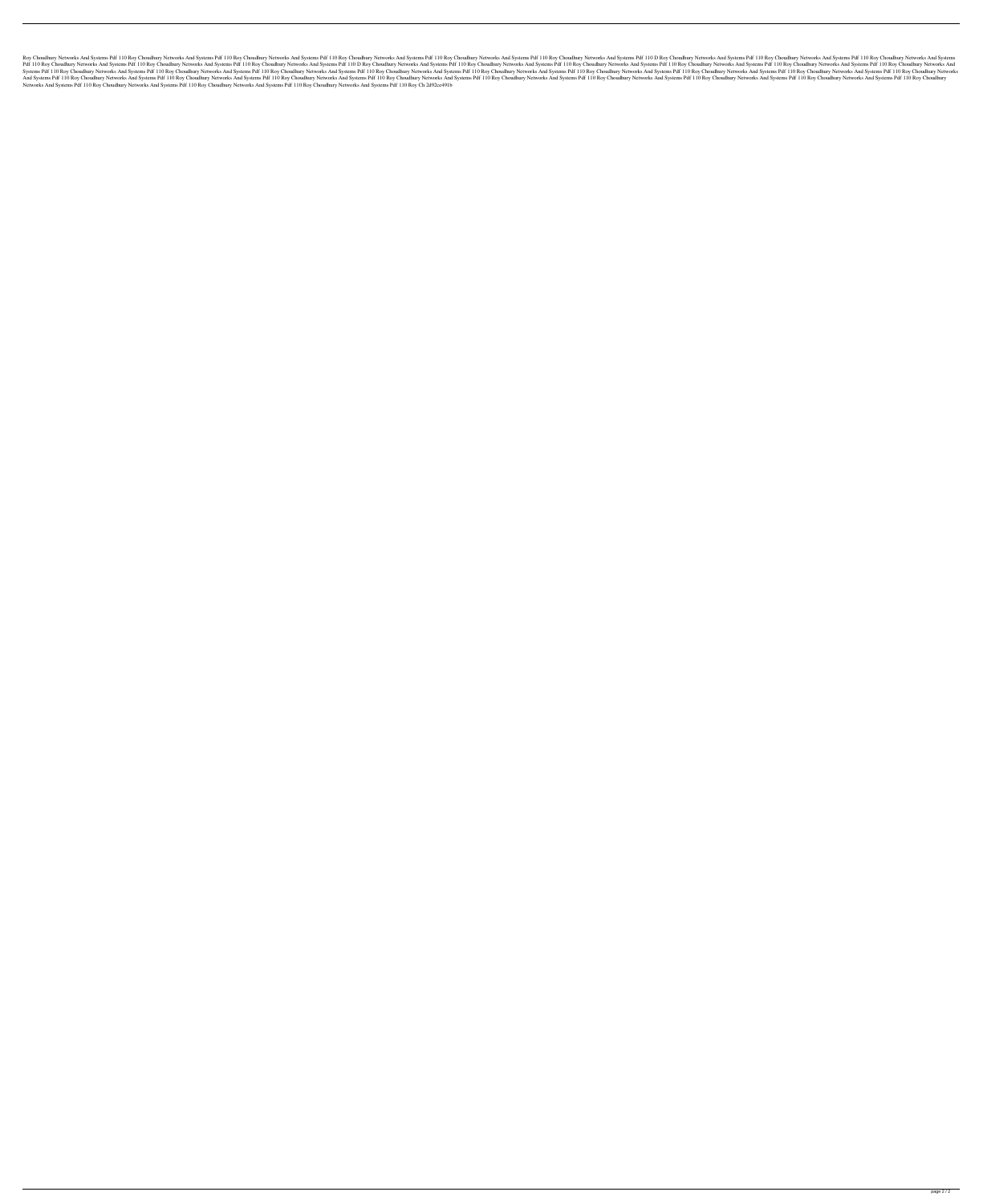Roy Choudhury Networks And Systems Pdf 110 Roy Choudhury Networks And Systems Pdf 110 Roy Choudhury Networks And Systems Pdf 110 Roy Choudhury Networks And Systems Pdf 110 Roy Choudhury Networks And Systems Pdf 110 Roy Choudhury Networks And Systems Pdf 110 D Roy Choudhury Networks And Systems Pdf 110 Roy Choudhury Networks And Systems Pdf 110 Roy Choudhury Networks And Systems Pdf 110 Roy Choudhury Networks And Systems Pdf 110 Roy Choudhury Networks And Systems Pdf 110 Roy Choudhury Networks And Systems Pdf 110 D Roy Choudhury Networks And Systems Pdf 110 Roy Choudhury Networks And Systems Pdf 110 Roy Choudhury Networks And Systems Pdf 110 Roy Choudhury Networks And Systems Pdf 110 Roy Choudhury Networks And Systems Pdf 110 Roy Choudhury Networks And Systems Pdf 110 Roy Choudhury Networks And Systems Pdf 110 Roy Choudhury Networks And Systems Pdf 110 Roy Choudhury Networks And Systems Pdf 110 Roy Choudhury Networks And Systems Pdf 110 Roy Choudhury Networks And Systems Pdf 110 Roy Choudhury Networks And Systems Pdf 110 Roy Choudhury Networks And Systems Pdf 110 Roy Choudhury Networks And Systems Pdf 110 Roy Choudhury Networks And Systems Pdf 110 Roy Choudhury Networks And Systems Pdf 110 Roy Choudhury Networks And Systems Pdf 110 Roy Choudhury Networks And Systems Pdf 110 Roy Choudhury Networks And Systems Pdf 110 Roy Choudhury Networks And Systems Pdf 110 Roy Choudhury Networks And Systems Pdf 110 Roy Choudhury Networks And Systems Pdf 110 Roy Choudhury Networks And Systems Pdf 110 Roy Choudhury Networks And Systems Pdf 110 Roy Choudhury Networks And Systems Pdf 110 Roy Choudhury Networks And Systems Pdf 110 Roy Choudhury Networks And Systems Pdf 110 Roy Ch 2d92ce491b